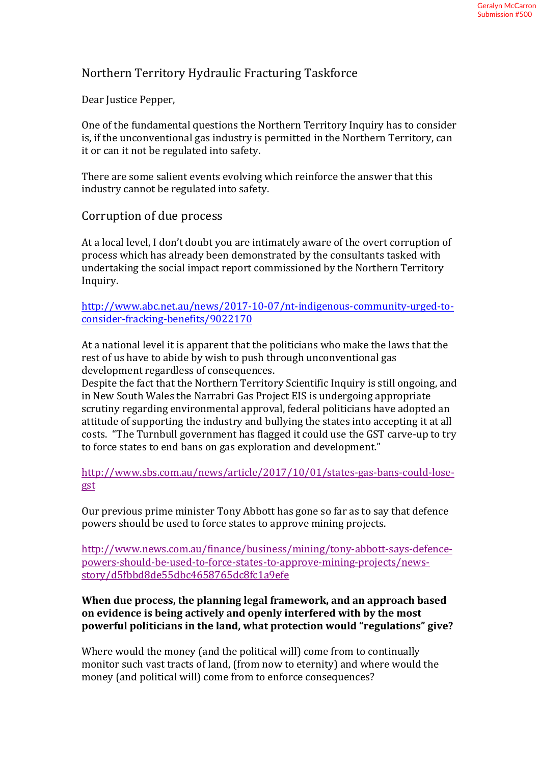Geralyn McCarron
Submission #500

# Northern Territory Hydraulic Fracturing Taskforce

Dear Justice Pepper,

One of the fundamental questions the Northern Territory Inquiry has to consider is, if the unconventional gas industry is permitted in the Northern Territory, can it or can it not be regulated into safety.

There are some salient events evolving which reinforce the answer that this industry cannot be regulated into safety.

## Corruption of due process

At a local level, I don't doubt you are intimately aware of the overt corruption of process which has already been demonstrated by the consultants tasked with undertaking the social impact report commissioned by the Northern Territory Inquiry.

http://www.abc.net.au/news/2017-10-07/nt-indigenous-community-urged-to-consider-fracking-benefits/9022170

At a national level it is apparent that the politicians who make the laws that the rest of us have to abide by wish to push through unconventional gas development regardless of consequences.
Despite the fact that the Northern Territory Scientific Inquiry is still ongoing, and in New South Wales the Narrabri Gas Project EIS is undergoing appropriate scrutiny regarding environmental approval, federal politicians have adopted an attitude of supporting the industry and bullying the states into accepting it at all costs. "The Turnbull government has flagged it could use the GST carve-up to try to force states to end bans on gas exploration and development."

http://www.sbs.com.au/news/article/2017/10/01/states-gas-bans-could-lose-gst

Our previous prime minister Tony Abbott has gone so far as to say that defence powers should be used to force states to approve mining projects.

http://www.news.com.au/finance/business/mining/tony-abbott-says-defence-powers-should-be-used-to-force-states-to-approve-mining-projects/news-story/d5fbbd8de55dbc4658765dc8fc1a9efe

**When due process, the planning legal framework, and an approach based on evidence is being actively and openly interfered with by the most powerful politicians in the land, what protection would "regulations" give?**

Where would the money (and the political will) come from to continually monitor such vast tracts of land, (from now to eternity) and where would the money (and political will) come from to enforce consequences?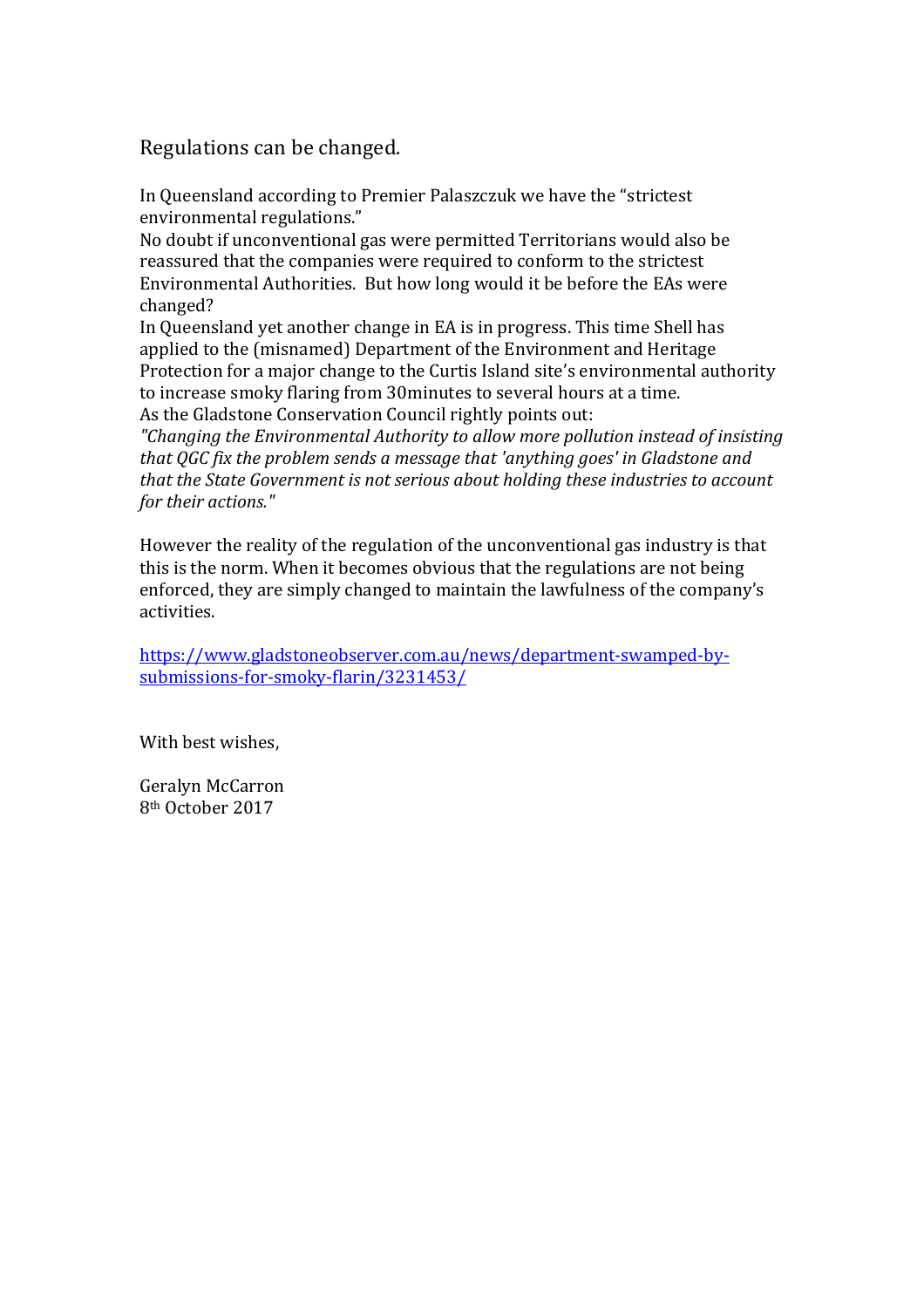Regulations can be changed.

In Queensland according to Premier Palaszczuk we have the "strictest environmental regulations."

No doubt if unconventional gas were permitted Territorians would also be reassured that the companies were required to conform to the strictest Environmental Authorities. But how long would it be before the EAs were changed?

In Queensland yet another change in EA is in progress. This time Shell has applied to the (misnamed) Department of the Environment and Heritage Protection for a major change to the Curtis Island site's environmental authority to increase smoky flaring from 30minutes to several hours at a time.

As the Gladstone Conservation Council rightly points out:

*"Changing the Environmental Authority to allow more pollution instead of insisting that QGC fix the problem sends a message that 'anything goes' in Gladstone and that the State Government is not serious about holding these industries to account for their actions."*

However the reality of the regulation of the unconventional gas industry is that this is the norm. When it becomes obvious that the regulations are not being enforced, they are simply changed to maintain the lawfulness of the company's activities.

[https://www.gladstoneobserver.com.au/news/department-swamped-by-submissions-for-smoky-flarin/3231453/](https://www.gladstoneobserver.com.au/news/department-swamped-by-submissions-for-smoky-flarin/3231453/)

With best wishes,

Geralyn McCarron
8th October 2017